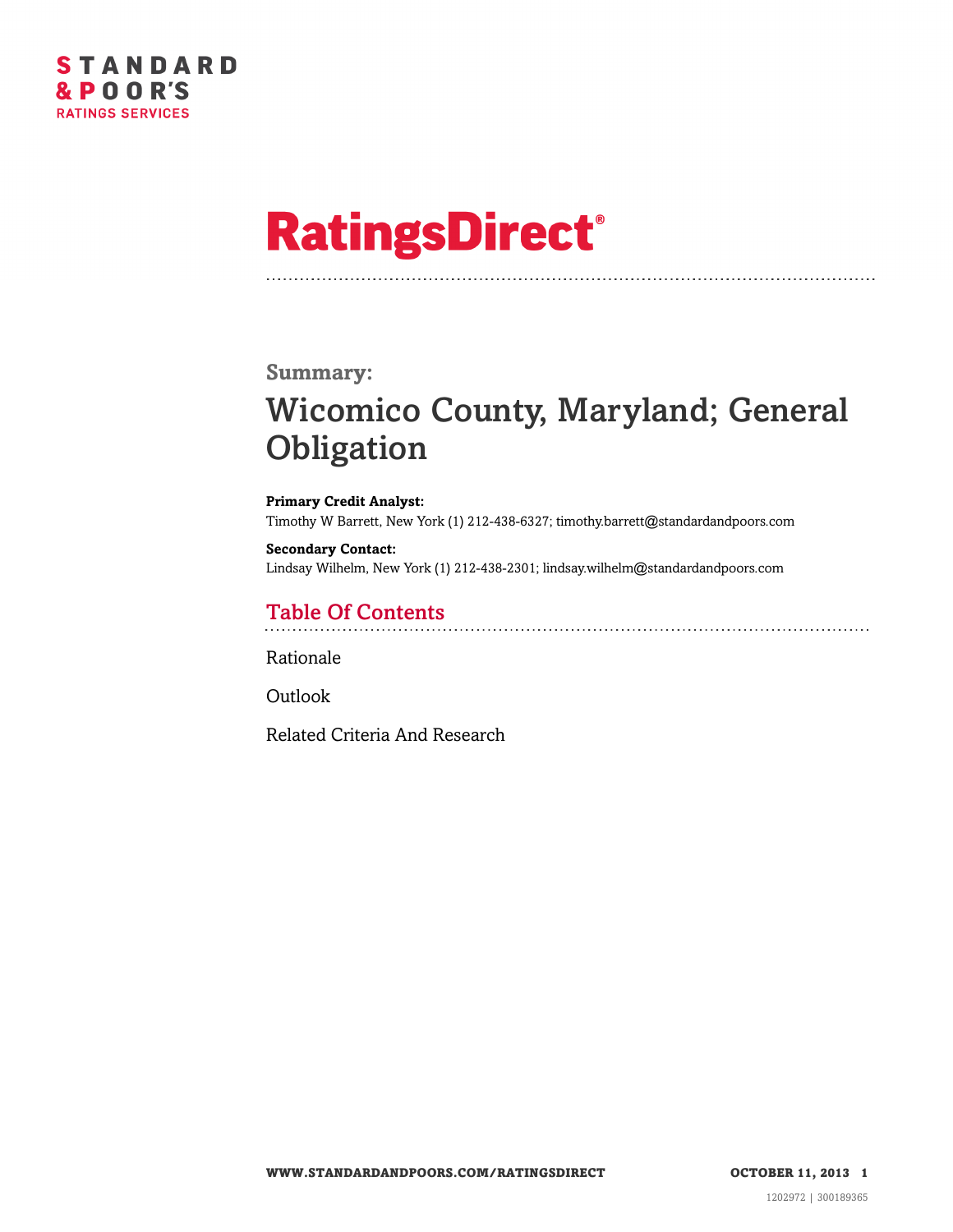STANDARD & POOR'S RATINGS SERVICES

# RatingsDirect®

**Summary:**

## Wicomico County, Maryland; General Obligation

**Primary Credit Analyst:**
Timothy W Barrett, New York (1) 212-438-6327; timothy.barrett@standardandpoors.com

**Secondary Contact:**
Lindsay Wilhelm, New York (1) 212-438-2301; lindsay.wilhelm@standardandpoors.com

## Table Of Contents

Rationale

Outlook

Related Criteria And Research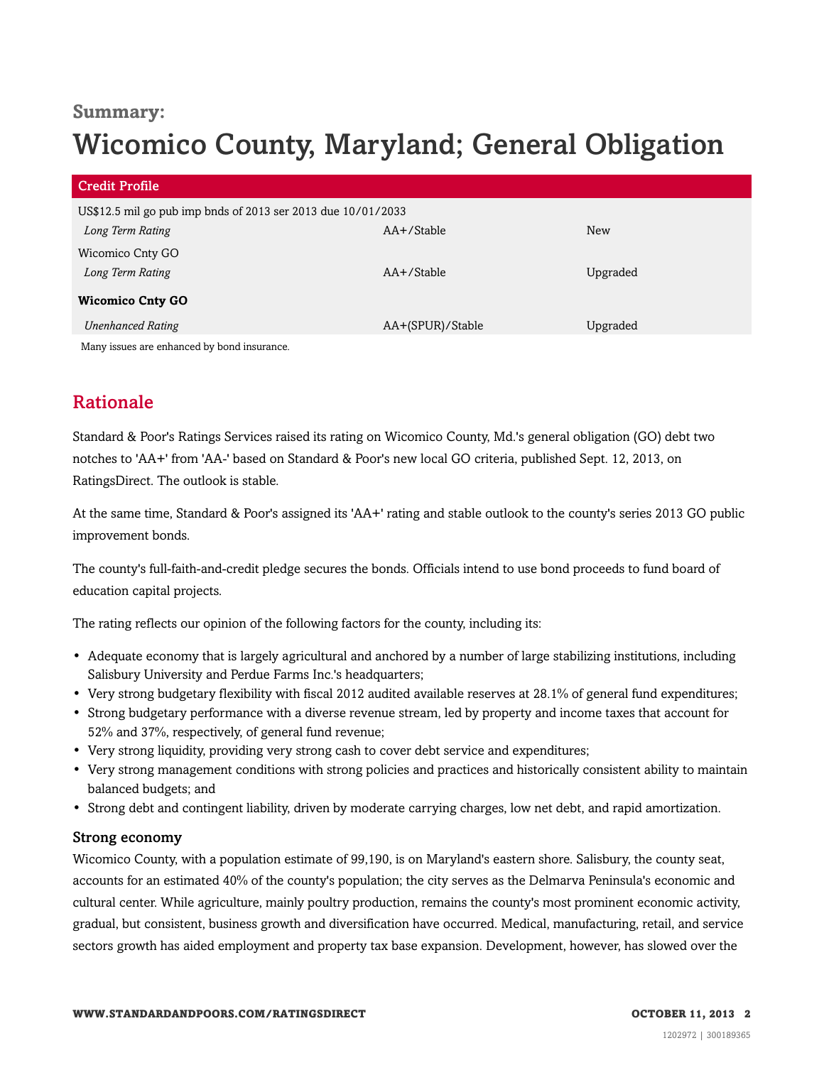## Summary:

# Wicomico County, Maryland; General Obligation

| Credit Profile | | |
|---|---|---|
| US$12.5 mil go pub imp bnds of 2013 ser 2013 due 10/01/2033 | | |
| *Long Term Rating* | AA+/Stable | New |
| Wicomico Cnty GO | | |
| *Long Term Rating* | AA+/Stable | Upgraded |
| **Wicomico Cnty GO** | | |
| *Unenhanced Rating* | AA+(SPUR)/Stable | Upgraded |

Many issues are enhanced by bond insurance.

## Rationale

Standard & Poor's Ratings Services raised its rating on Wicomico County, Md.'s general obligation (GO) debt two notches to 'AA+' from 'AA-' based on Standard & Poor's new local GO criteria, published Sept. 12, 2013, on RatingsDirect. The outlook is stable.

At the same time, Standard & Poor's assigned its 'AA+' rating and stable outlook to the county's series 2013 GO public improvement bonds.

The county's full-faith-and-credit pledge secures the bonds. Officials intend to use bond proceeds to fund board of education capital projects.

The rating reflects our opinion of the following factors for the county, including its:

- Adequate economy that is largely agricultural and anchored by a number of large stabilizing institutions, including Salisbury University and Perdue Farms Inc.'s headquarters;
- Very strong budgetary flexibility with fiscal 2012 audited available reserves at 28.1% of general fund expenditures;
- Strong budgetary performance with a diverse revenue stream, led by property and income taxes that account for 52% and 37%, respectively, of general fund revenue;
- Very strong liquidity, providing very strong cash to cover debt service and expenditures;
- Very strong management conditions with strong policies and practices and historically consistent ability to maintain balanced budgets; and
- Strong debt and contingent liability, driven by moderate carrying charges, low net debt, and rapid amortization.

### Strong economy

Wicomico County, with a population estimate of 99,190, is on Maryland's eastern shore. Salisbury, the county seat, accounts for an estimated 40% of the county's population; the city serves as the Delmarva Peninsula's economic and cultural center. While agriculture, mainly poultry production, remains the county's most prominent economic activity, gradual, but consistent, business growth and diversification have occurred. Medical, manufacturing, retail, and service sectors growth has aided employment and property tax base expansion. Development, however, has slowed over the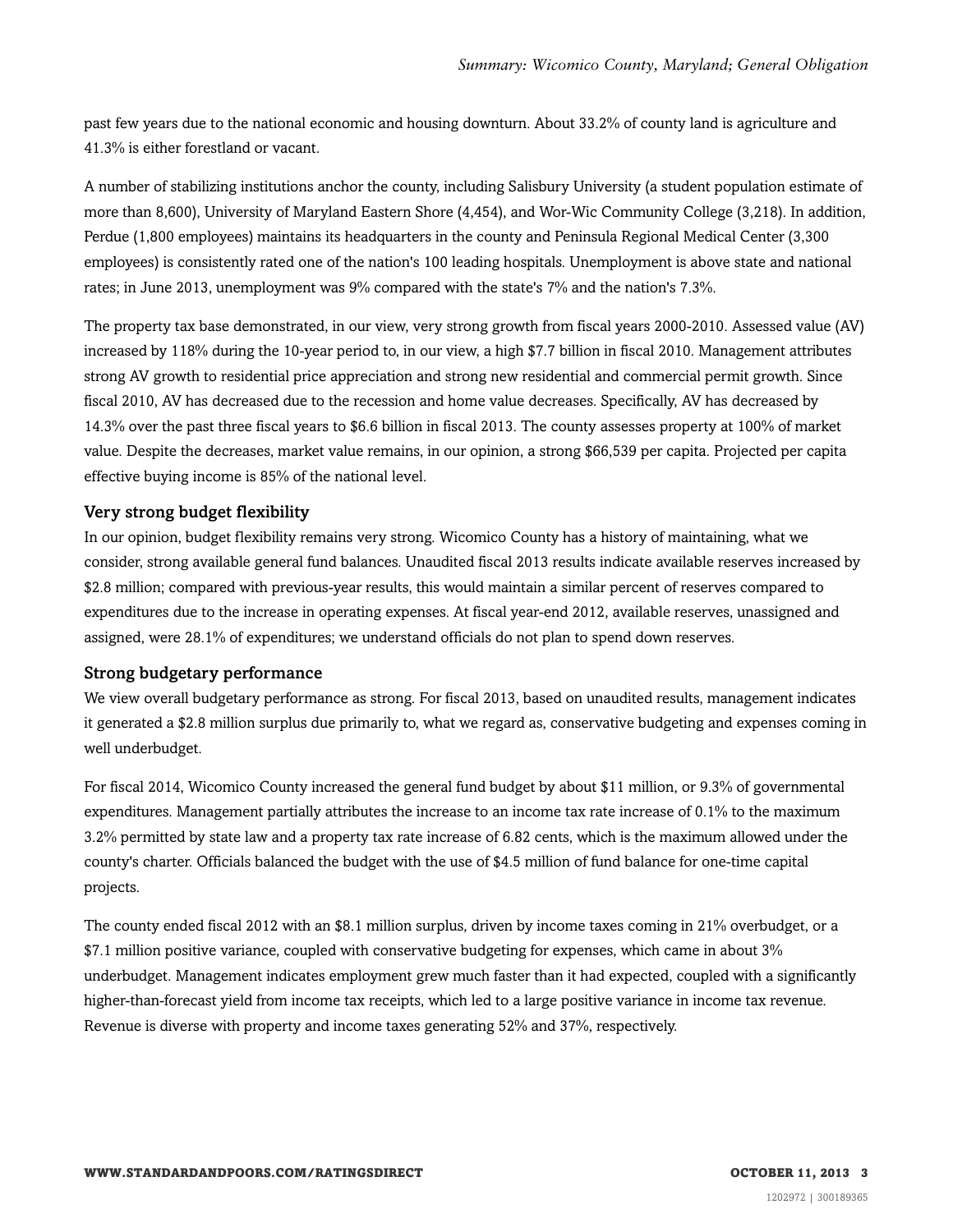past few years due to the national economic and housing downturn. About 33.2% of county land is agriculture and 41.3% is either forestland or vacant.

A number of stabilizing institutions anchor the county, including Salisbury University (a student population estimate of more than 8,600), University of Maryland Eastern Shore (4,454), and Wor-Wic Community College (3,218). In addition, Perdue (1,800 employees) maintains its headquarters in the county and Peninsula Regional Medical Center (3,300 employees) is consistently rated one of the nation's 100 leading hospitals. Unemployment is above state and national rates; in June 2013, unemployment was 9% compared with the state's 7% and the nation's 7.3%.

The property tax base demonstrated, in our view, very strong growth from fiscal years 2000-2010. Assessed value (AV) increased by 118% during the 10-year period to, in our view, a high $7.7 billion in fiscal 2010. Management attributes strong AV growth to residential price appreciation and strong new residential and commercial permit growth. Since fiscal 2010, AV has decreased due to the recession and home value decreases. Specifically, AV has decreased by 14.3% over the past three fiscal years to $6.6 billion in fiscal 2013. The county assesses property at 100% of market value. Despite the decreases, market value remains, in our opinion, a strong $66,539 per capita. Projected per capita effective buying income is 85% of the national level.

### Very strong budget flexibility

In our opinion, budget flexibility remains very strong. Wicomico County has a history of maintaining, what we consider, strong available general fund balances. Unaudited fiscal 2013 results indicate available reserves increased by $2.8 million; compared with previous-year results, this would maintain a similar percent of reserves compared to expenditures due to the increase in operating expenses. At fiscal year-end 2012, available reserves, unassigned and assigned, were 28.1% of expenditures; we understand officials do not plan to spend down reserves.

### Strong budgetary performance

We view overall budgetary performance as strong. For fiscal 2013, based on unaudited results, management indicates it generated a $2.8 million surplus due primarily to, what we regard as, conservative budgeting and expenses coming in well underbudget.

For fiscal 2014, Wicomico County increased the general fund budget by about $11 million, or 9.3% of governmental expenditures. Management partially attributes the increase to an income tax rate increase of 0.1% to the maximum 3.2% permitted by state law and a property tax rate increase of 6.82 cents, which is the maximum allowed under the county's charter. Officials balanced the budget with the use of $4.5 million of fund balance for one-time capital projects.

The county ended fiscal 2012 with an $8.1 million surplus, driven by income taxes coming in 21% overbudget, or a $7.1 million positive variance, coupled with conservative budgeting for expenses, which came in about 3% underbudget. Management indicates employment grew much faster than it had expected, coupled with a significantly higher-than-forecast yield from income tax receipts, which led to a large positive variance in income tax revenue. Revenue is diverse with property and income taxes generating 52% and 37%, respectively.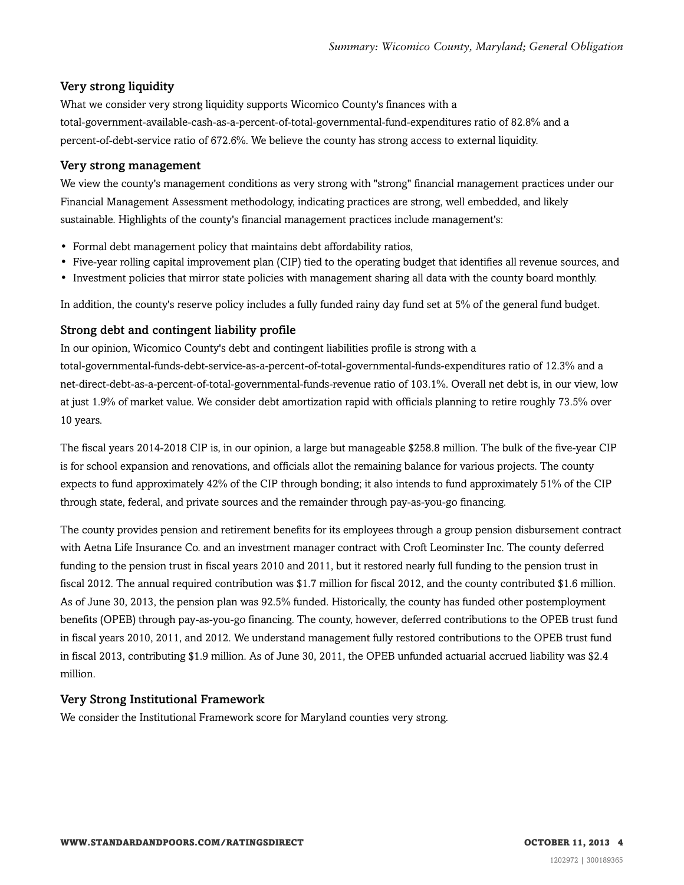### Very strong liquidity

What we consider very strong liquidity supports Wicomico County's finances with a total-government-available-cash-as-a-percent-of-total-governmental-fund-expenditures ratio of 82.8% and a percent-of-debt-service ratio of 672.6%. We believe the county has strong access to external liquidity.

### Very strong management

We view the county's management conditions as very strong with "strong" financial management practices under our Financial Management Assessment methodology, indicating practices are strong, well embedded, and likely sustainable. Highlights of the county's financial management practices include management's:

- Formal debt management policy that maintains debt affordability ratios,
- Five-year rolling capital improvement plan (CIP) tied to the operating budget that identifies all revenue sources, and
- Investment policies that mirror state policies with management sharing all data with the county board monthly.

In addition, the county's reserve policy includes a fully funded rainy day fund set at 5% of the general fund budget.

### Strong debt and contingent liability profile

In our opinion, Wicomico County's debt and contingent liabilities profile is strong with a total-governmental-funds-debt-service-as-a-percent-of-total-governmental-funds-expenditures ratio of 12.3% and a net-direct-debt-as-a-percent-of-total-governmental-funds-revenue ratio of 103.1%. Overall net debt is, in our view, low at just 1.9% of market value. We consider debt amortization rapid with officials planning to retire roughly 73.5% over 10 years.

The fiscal years 2014-2018 CIP is, in our opinion, a large but manageable $258.8 million. The bulk of the five-year CIP is for school expansion and renovations, and officials allot the remaining balance for various projects. The county expects to fund approximately 42% of the CIP through bonding; it also intends to fund approximately 51% of the CIP through state, federal, and private sources and the remainder through pay-as-you-go financing.

The county provides pension and retirement benefits for its employees through a group pension disbursement contract with Aetna Life Insurance Co. and an investment manager contract with Croft Leominster Inc. The county deferred funding to the pension trust in fiscal years 2010 and 2011, but it restored nearly full funding to the pension trust in fiscal 2012. The annual required contribution was $1.7 million for fiscal 2012, and the county contributed $1.6 million. As of June 30, 2013, the pension plan was 92.5% funded. Historically, the county has funded other postemployment benefits (OPEB) through pay-as-you-go financing. The county, however, deferred contributions to the OPEB trust fund in fiscal years 2010, 2011, and 2012. We understand management fully restored contributions to the OPEB trust fund in fiscal 2013, contributing $1.9 million. As of June 30, 2011, the OPEB unfunded actuarial accrued liability was $2.4 million.

### Very Strong Institutional Framework

We consider the Institutional Framework score for Maryland counties very strong.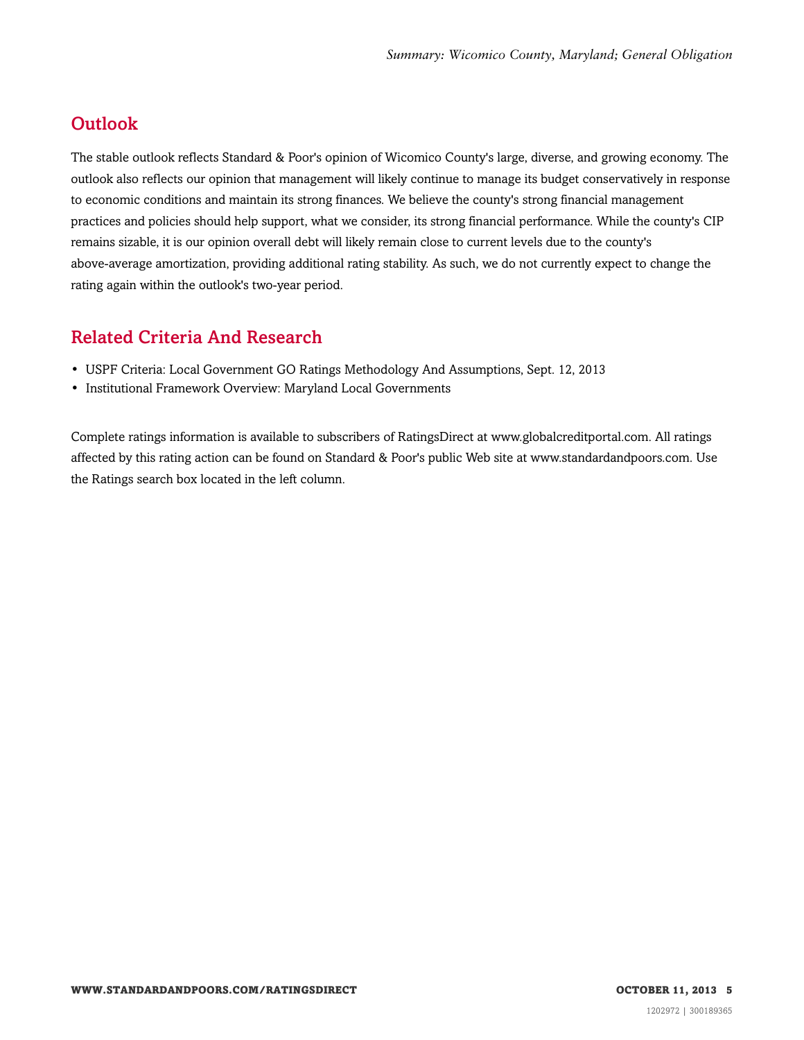## Outlook

The stable outlook reflects Standard & Poor's opinion of Wicomico County's large, diverse, and growing economy. The outlook also reflects our opinion that management will likely continue to manage its budget conservatively in response to economic conditions and maintain its strong finances. We believe the county's strong financial management practices and policies should help support, what we consider, its strong financial performance. While the county's CIP remains sizable, it is our opinion overall debt will likely remain close to current levels due to the county's above-average amortization, providing additional rating stability. As such, we do not currently expect to change the rating again within the outlook's two-year period.

## Related Criteria And Research

- USPF Criteria: Local Government GO Ratings Methodology And Assumptions, Sept. 12, 2013
- Institutional Framework Overview: Maryland Local Governments

Complete ratings information is available to subscribers of RatingsDirect at www.globalcreditportal.com. All ratings affected by this rating action can be found on Standard & Poor's public Web site at www.standardandpoors.com. Use the Ratings search box located in the left column.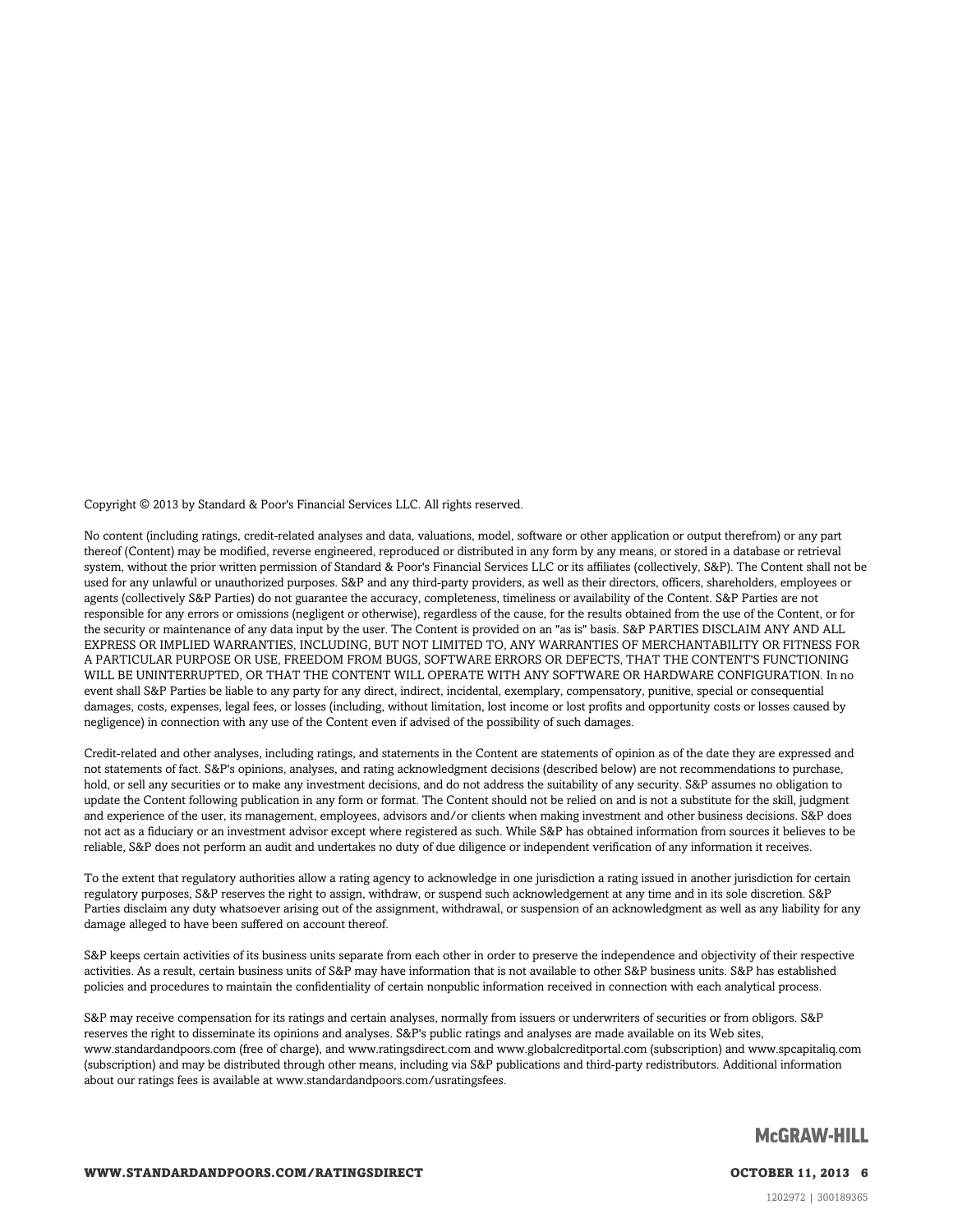Copyright © 2013 by Standard & Poor's Financial Services LLC. All rights reserved.

No content (including ratings, credit-related analyses and data, valuations, model, software or other application or output therefrom) or any part thereof (Content) may be modified, reverse engineered, reproduced or distributed in any form by any means, or stored in a database or retrieval system, without the prior written permission of Standard & Poor's Financial Services LLC or its affiliates (collectively, S&P). The Content shall not be used for any unlawful or unauthorized purposes. S&P and any third-party providers, as well as their directors, officers, shareholders, employees or agents (collectively S&P Parties) do not guarantee the accuracy, completeness, timeliness or availability of the Content. S&P Parties are not responsible for any errors or omissions (negligent or otherwise), regardless of the cause, for the results obtained from the use of the Content, or for the security or maintenance of any data input by the user. The Content is provided on an "as is" basis. S&P PARTIES DISCLAIM ANY AND ALL EXPRESS OR IMPLIED WARRANTIES, INCLUDING, BUT NOT LIMITED TO, ANY WARRANTIES OF MERCHANTABILITY OR FITNESS FOR A PARTICULAR PURPOSE OR USE, FREEDOM FROM BUGS, SOFTWARE ERRORS OR DEFECTS, THAT THE CONTENT'S FUNCTIONING WILL BE UNINTERRUPTED, OR THAT THE CONTENT WILL OPERATE WITH ANY SOFTWARE OR HARDWARE CONFIGURATION. In no event shall S&P Parties be liable to any party for any direct, indirect, incidental, exemplary, compensatory, punitive, special or consequential damages, costs, expenses, legal fees, or losses (including, without limitation, lost income or lost profits and opportunity costs or losses caused by negligence) in connection with any use of the Content even if advised of the possibility of such damages.

Credit-related and other analyses, including ratings, and statements in the Content are statements of opinion as of the date they are expressed and not statements of fact. S&P's opinions, analyses, and rating acknowledgment decisions (described below) are not recommendations to purchase, hold, or sell any securities or to make any investment decisions, and do not address the suitability of any security. S&P assumes no obligation to update the Content following publication in any form or format. The Content should not be relied on and is not a substitute for the skill, judgment and experience of the user, its management, employees, advisors and/or clients when making investment and other business decisions. S&P does not act as a fiduciary or an investment advisor except where registered as such. While S&P has obtained information from sources it believes to be reliable, S&P does not perform an audit and undertakes no duty of due diligence or independent verification of any information it receives.

To the extent that regulatory authorities allow a rating agency to acknowledge in one jurisdiction a rating issued in another jurisdiction for certain regulatory purposes, S&P reserves the right to assign, withdraw, or suspend such acknowledgement at any time and in its sole discretion. S&P Parties disclaim any duty whatsoever arising out of the assignment, withdrawal, or suspension of an acknowledgment as well as any liability for any damage alleged to have been suffered on account thereof.

S&P keeps certain activities of its business units separate from each other in order to preserve the independence and objectivity of their respective activities. As a result, certain business units of S&P may have information that is not available to other S&P business units. S&P has established policies and procedures to maintain the confidentiality of certain nonpublic information received in connection with each analytical process.

S&P may receive compensation for its ratings and certain analyses, normally from issuers or underwriters of securities or from obligors. S&P reserves the right to disseminate its opinions and analyses. S&P's public ratings and analyses are made available on its Web sites, www.standardandpoors.com (free of charge), and www.ratingsdirect.com and www.globalcreditportal.com (subscription) and www.spcapitaliq.com (subscription) and may be distributed through other means, including via S&P publications and third-party redistributors. Additional information about our ratings fees is available at www.standardandpoors.com/usratingsfees.

McGRAW-HILL

1202972 | 300189365